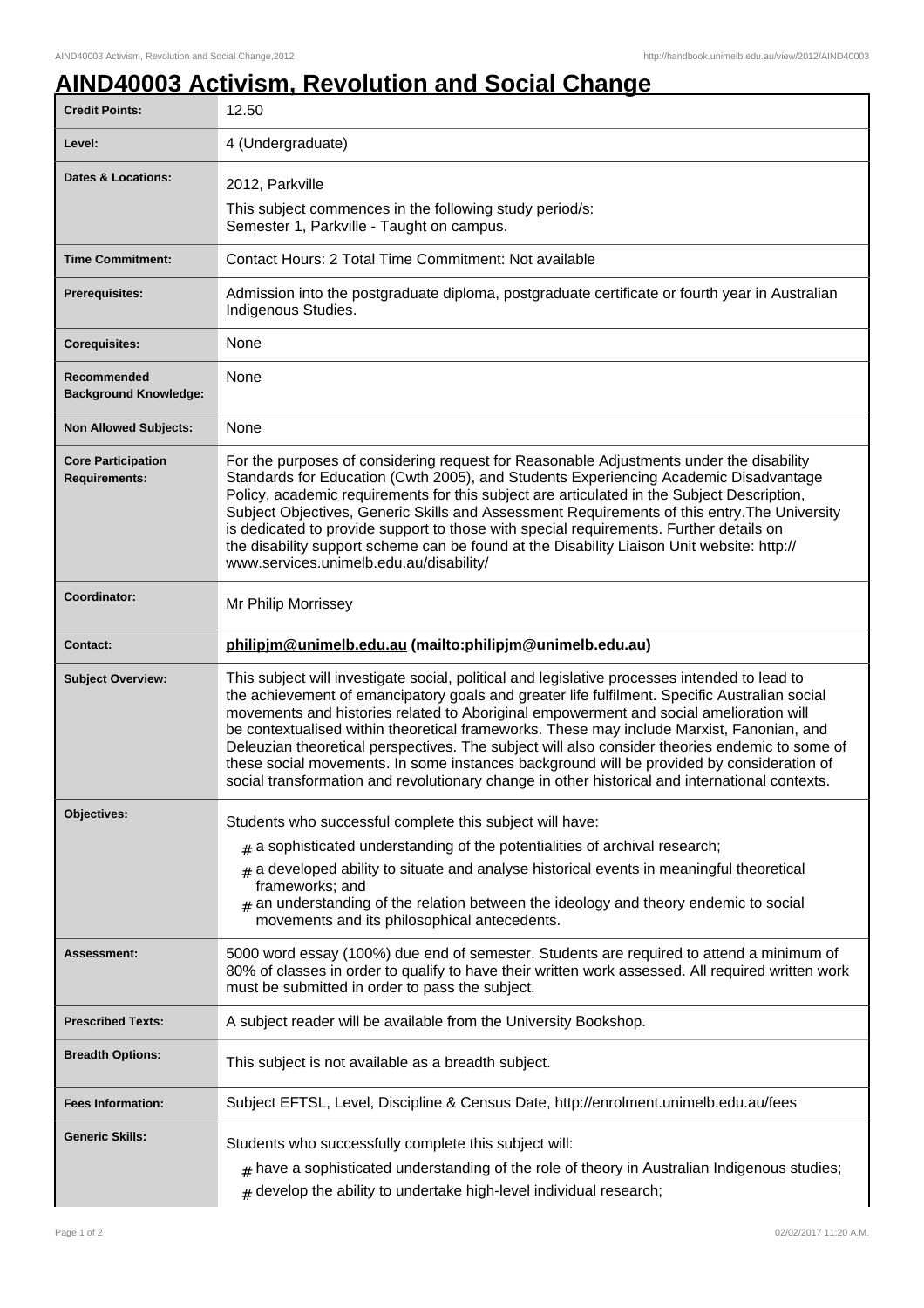# AIND40003 Activism, Revolution and Social Change

| | |
|---|---|
| **Credit Points:** | 12.50 |
| **Level:** | 4 (Undergraduate) |
| **Dates & Locations:** | 2012, Parkville<br>This subject commences in the following study period/s:<br>Semester 1, Parkville - Taught on campus. |
| **Time Commitment:** | Contact Hours: 2 Total Time Commitment: Not available |
| **Prerequisites:** | Admission into the postgraduate diploma, postgraduate certificate or fourth year in Australian Indigenous Studies. |
| **Corequisites:** | None |
| **Recommended Background Knowledge:** | None |
| **Non Allowed Subjects:** | None |
| **Core Participation Requirements:** | For the purposes of considering request for Reasonable Adjustments under the disability Standards for Education (Cwth 2005), and Students Experiencing Academic Disadvantage Policy, academic requirements for this subject are articulated in the Subject Description, Subject Objectives, Generic Skills and Assessment Requirements of this entry.The University is dedicated to provide support to those with special requirements. Further details on the disability support scheme can be found at the Disability Liaison Unit website: http://www.services.unimelb.edu.au/disability/ |
| **Coordinator:** | Mr Philip Morrissey |
| **Contact:** | **philipjm@unimelb.edu.au (mailto:philipjm@unimelb.edu.au)** |
| **Subject Overview:** | This subject will investigate social, political and legislative processes intended to lead to the achievement of emancipatory goals and greater life fulfilment. Specific Australian social movements and histories related to Aboriginal empowerment and social amelioration will be contextualised within theoretical frameworks. These may include Marxist, Fanonian, and Deleuzian theoretical perspectives. The subject will also consider theories endemic to some of these social movements. In some instances background will be provided by consideration of social transformation and revolutionary change in other historical and international contexts. |
| **Objectives:** | Students who successful complete this subject will have:<br># a sophisticated understanding of the potentialities of archival research;<br># a developed ability to situate and analyse historical events in meaningful theoretical frameworks; and<br># an understanding of the relation between the ideology and theory endemic to social movements and its philosophical antecedents. |
| **Assessment:** | 5000 word essay (100%) due end of semester. Students are required to attend a minimum of 80% of classes in order to qualify to have their written work assessed. All required written work must be submitted in order to pass the subject. |
| **Prescribed Texts:** | A subject reader will be available from the University Bookshop. |
| **Breadth Options:** | This subject is not available as a breadth subject. |
| **Fees Information:** | Subject EFTSL, Level, Discipline & Census Date, http://enrolment.unimelb.edu.au/fees |
| **Generic Skills:** | Students who successfully complete this subject will:<br># have a sophisticated understanding of the role of theory in Australian Indigenous studies;<br># develop the ability to undertake high-level individual research; |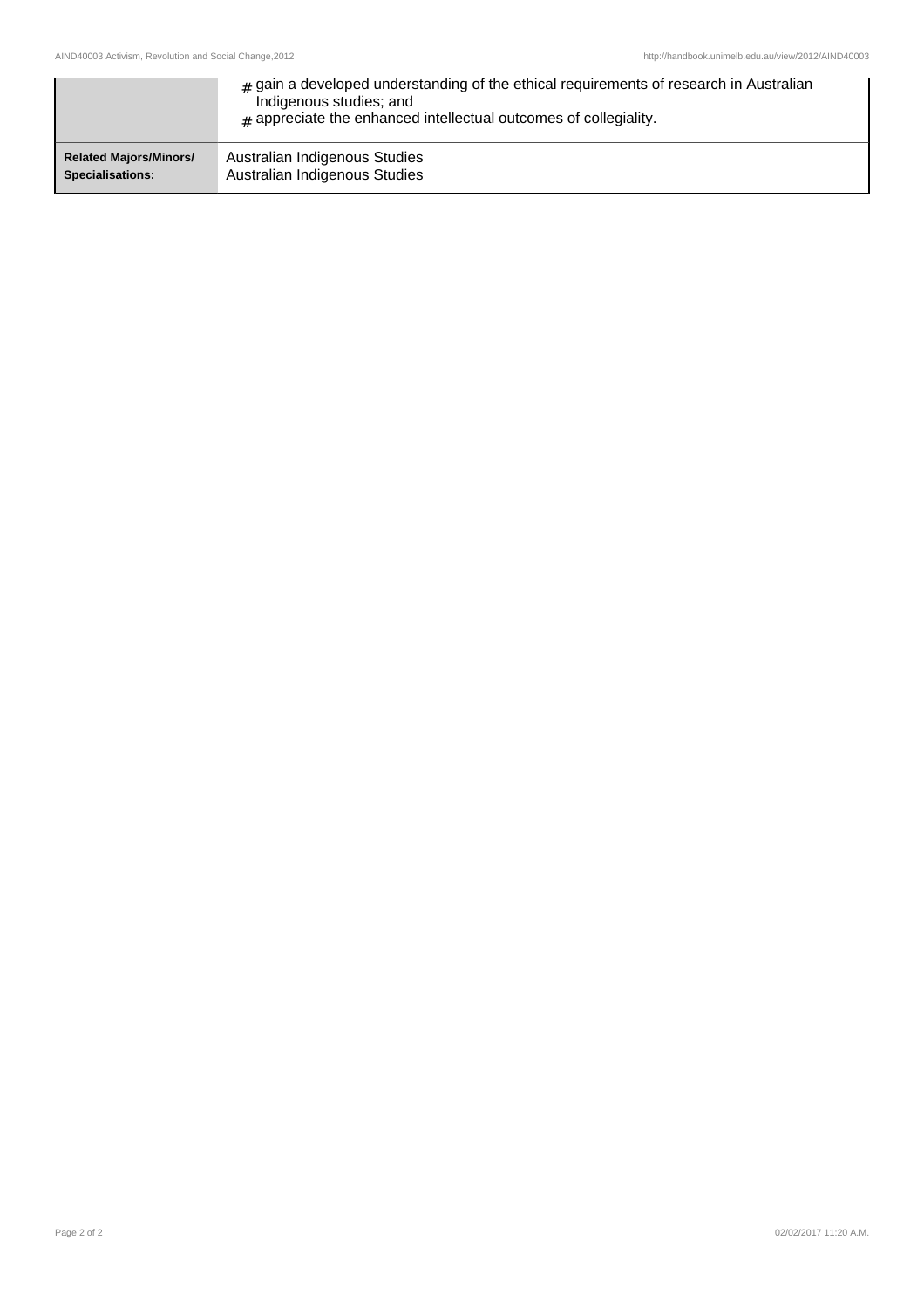| | |
|---|---|
| | # gain a developed understanding of the ethical requirements of research in Australian Indigenous studies; and<br># appreciate the enhanced intellectual outcomes of collegiality. |
| **Related Majors/Minors/ Specialisations:** | Australian Indigenous Studies<br>Australian Indigenous Studies |